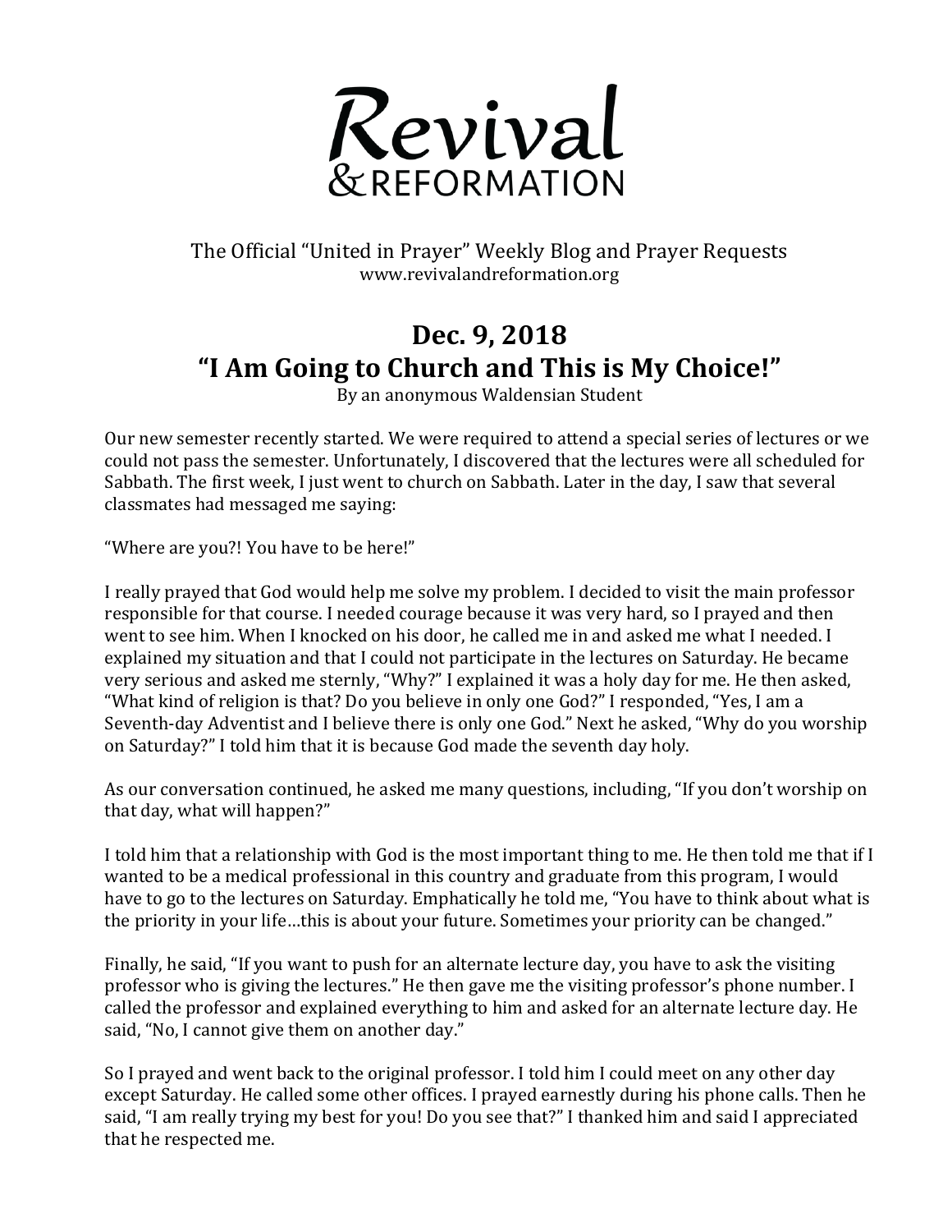# Revival & REFORMATION

The Official "United in Prayer" Weekly Blog and Prayer Requests
www.revivalandreformation.org

## Dec. 9, 2018
## "I Am Going to Church and This is My Choice!"

By an anonymous Waldensian Student

Our new semester recently started. We were required to attend a special series of lectures or we could not pass the semester. Unfortunately, I discovered that the lectures were all scheduled for Sabbath. The first week, I just went to church on Sabbath. Later in the day, I saw that several classmates had messaged me saying:

"Where are you?! You have to be here!"

I really prayed that God would help me solve my problem. I decided to visit the main professor responsible for that course. I needed courage because it was very hard, so I prayed and then went to see him. When I knocked on his door, he called me in and asked me what I needed. I explained my situation and that I could not participate in the lectures on Saturday. He became very serious and asked me sternly, "Why?" I explained it was a holy day for me. He then asked, "What kind of religion is that? Do you believe in only one God?" I responded, "Yes, I am a Seventh-day Adventist and I believe there is only one God." Next he asked, "Why do you worship on Saturday?" I told him that it is because God made the seventh day holy.

As our conversation continued, he asked me many questions, including, "If you don't worship on that day, what will happen?"

I told him that a relationship with God is the most important thing to me. He then told me that if I wanted to be a medical professional in this country and graduate from this program, I would have to go to the lectures on Saturday. Emphatically he told me, "You have to think about what is the priority in your life…this is about your future. Sometimes your priority can be changed."

Finally, he said, "If you want to push for an alternate lecture day, you have to ask the visiting professor who is giving the lectures." He then gave me the visiting professor's phone number. I called the professor and explained everything to him and asked for an alternate lecture day. He said, "No, I cannot give them on another day."

So I prayed and went back to the original professor. I told him I could meet on any other day except Saturday. He called some other offices. I prayed earnestly during his phone calls. Then he said, "I am really trying my best for you! Do you see that?" I thanked him and said I appreciated that he respected me.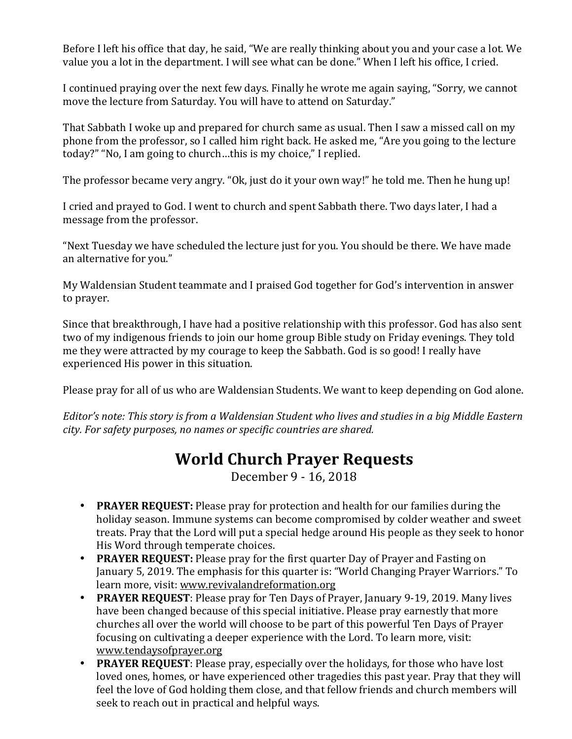Before I left his office that day, he said, "We are really thinking about you and your case a lot. We value you a lot in the department. I will see what can be done." When I left his office, I cried.

I continued praying over the next few days. Finally he wrote me again saying, "Sorry, we cannot move the lecture from Saturday. You will have to attend on Saturday."

That Sabbath I woke up and prepared for church same as usual. Then I saw a missed call on my phone from the professor, so I called him right back. He asked me, "Are you going to the lecture today?" "No, I am going to church…this is my choice," I replied.

The professor became very angry. "Ok, just do it your own way!" he told me. Then he hung up!

I cried and prayed to God. I went to church and spent Sabbath there. Two days later, I had a message from the professor.

"Next Tuesday we have scheduled the lecture just for you. You should be there. We have made an alternative for you."

My Waldensian Student teammate and I praised God together for God's intervention in answer to prayer.

Since that breakthrough, I have had a positive relationship with this professor. God has also sent two of my indigenous friends to join our home group Bible study on Friday evenings. They told me they were attracted by my courage to keep the Sabbath. God is so good! I really have experienced His power in this situation.

Please pray for all of us who are Waldensian Students. We want to keep depending on God alone.

*Editor's note: This story is from a Waldensian Student who lives and studies in a big Middle Eastern city. For safety purposes, no names or specific countries are shared.*

## World Church Prayer Requests

December 9 - 16, 2018

- **PRAYER REQUEST:** Please pray for protection and health for our families during the holiday season. Immune systems can become compromised by colder weather and sweet treats. Pray that the Lord will put a special hedge around His people as they seek to honor His Word through temperate choices.
- **PRAYER REQUEST:** Please pray for the first quarter Day of Prayer and Fasting on January 5, 2019. The emphasis for this quarter is: "World Changing Prayer Warriors." To learn more, visit: www.revivalandreformation.org
- **PRAYER REQUEST**: Please pray for Ten Days of Prayer, January 9-19, 2019. Many lives have been changed because of this special initiative. Please pray earnestly that more churches all over the world will choose to be part of this powerful Ten Days of Prayer focusing on cultivating a deeper experience with the Lord. To learn more, visit: www.tendaysofprayer.org
- **PRAYER REQUEST**: Please pray, especially over the holidays, for those who have lost loved ones, homes, or have experienced other tragedies this past year. Pray that they will feel the love of God holding them close, and that fellow friends and church members will seek to reach out in practical and helpful ways.